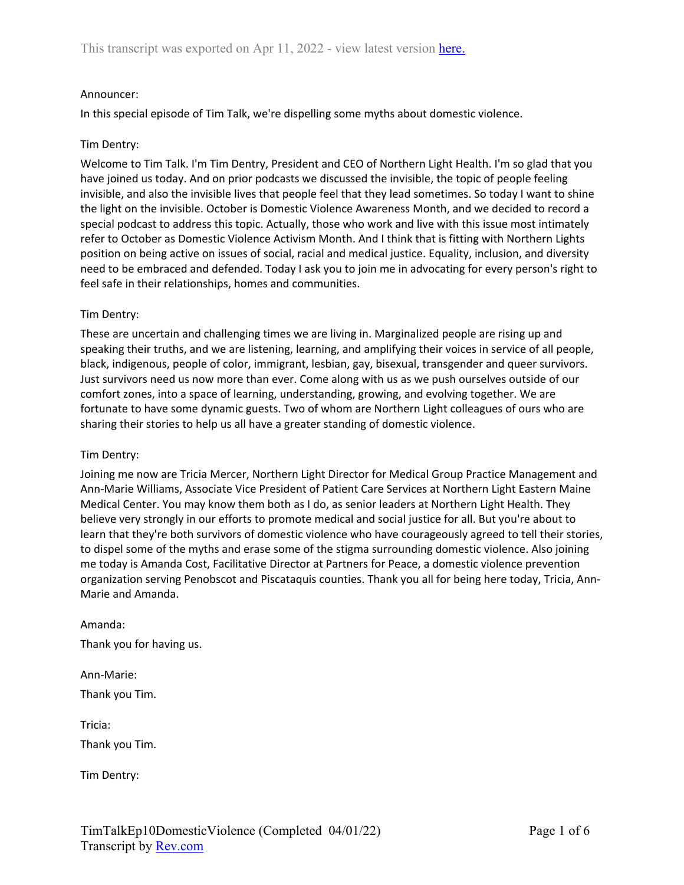This transcript was exported on Apr 11, 2022 - view latest version [here.](#)

Announcer:

In this special episode of Tim Talk, we're dispelling some myths about domestic violence.

Tim Dentry:

Welcome to Tim Talk. I'm Tim Dentry, President and CEO of Northern Light Health. I'm so glad that you have joined us today. And on prior podcasts we discussed the invisible, the topic of people feeling invisible, and also the invisible lives that people feel that they lead sometimes. So today I want to shine the light on the invisible. October is Domestic Violence Awareness Month, and we decided to record a special podcast to address this topic. Actually, those who work and live with this issue most intimately refer to October as Domestic Violence Activism Month. And I think that is fitting with Northern Lights position on being active on issues of social, racial and medical justice. Equality, inclusion, and diversity need to be embraced and defended. Today I ask you to join me in advocating for every person's right to feel safe in their relationships, homes and communities.

Tim Dentry:

These are uncertain and challenging times we are living in. Marginalized people are rising up and speaking their truths, and we are listening, learning, and amplifying their voices in service of all people, black, indigenous, people of color, immigrant, lesbian, gay, bisexual, transgender and queer survivors. Just survivors need us now more than ever. Come along with us as we push ourselves outside of our comfort zones, into a space of learning, understanding, growing, and evolving together. We are fortunate to have some dynamic guests. Two of whom are Northern Light colleagues of ours who are sharing their stories to help us all have a greater standing of domestic violence.

Tim Dentry:

Joining me now are Tricia Mercer, Northern Light Director for Medical Group Practice Management and Ann-Marie Williams, Associate Vice President of Patient Care Services at Northern Light Eastern Maine Medical Center. You may know them both as I do, as senior leaders at Northern Light Health. They believe very strongly in our efforts to promote medical and social justice for all. But you're about to learn that they're both survivors of domestic violence who have courageously agreed to tell their stories, to dispel some of the myths and erase some of the stigma surrounding domestic violence. Also joining me today is Amanda Cost, Facilitative Director at Partners for Peace, a domestic violence prevention organization serving Penobscot and Piscataquis counties. Thank you all for being here today, Tricia, Ann-Marie and Amanda.

Amanda:

Thank you for having us.

Ann-Marie:

Thank you Tim.

Tricia:

Thank you Tim.

Tim Dentry: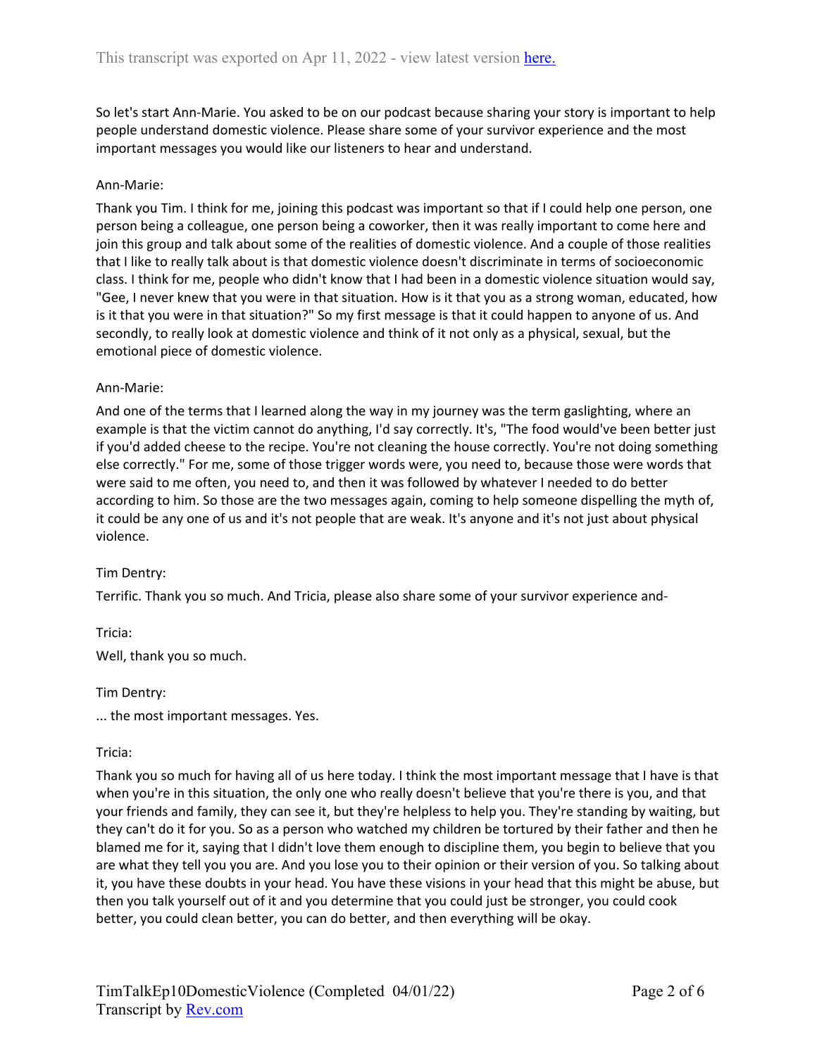So let's start Ann-Marie. You asked to be on our podcast because sharing your story is important to help people understand domestic violence. Please share some of your survivor experience and the most important messages you would like our listeners to hear and understand.

Ann-Marie:

Thank you Tim. I think for me, joining this podcast was important so that if I could help one person, one person being a colleague, one person being a coworker, then it was really important to come here and join this group and talk about some of the realities of domestic violence. And a couple of those realities that I like to really talk about is that domestic violence doesn't discriminate in terms of socioeconomic class. I think for me, people who didn't know that I had been in a domestic violence situation would say, "Gee, I never knew that you were in that situation. How is it that you as a strong woman, educated, how is it that you were in that situation?" So my first message is that it could happen to anyone of us. And secondly, to really look at domestic violence and think of it not only as a physical, sexual, but the emotional piece of domestic violence.

Ann-Marie:

And one of the terms that I learned along the way in my journey was the term gaslighting, where an example is that the victim cannot do anything, I'd say correctly. It's, "The food would've been better just if you'd added cheese to the recipe. You're not cleaning the house correctly. You're not doing something else correctly." For me, some of those trigger words were, you need to, because those were words that were said to me often, you need to, and then it was followed by whatever I needed to do better according to him. So those are the two messages again, coming to help someone dispelling the myth of, it could be any one of us and it's not people that are weak. It's anyone and it's not just about physical violence.

Tim Dentry:

Terrific. Thank you so much. And Tricia, please also share some of your survivor experience and-

Tricia:

Well, thank you so much.

Tim Dentry:

... the most important messages. Yes.

Tricia:

Thank you so much for having all of us here today. I think the most important message that I have is that when you're in this situation, the only one who really doesn't believe that you're there is you, and that your friends and family, they can see it, but they're helpless to help you. They're standing by waiting, but they can't do it for you. So as a person who watched my children be tortured by their father and then he blamed me for it, saying that I didn't love them enough to discipline them, you begin to believe that you are what they tell you you are. And you lose you to their opinion or their version of you. So talking about it, you have these doubts in your head. You have these visions in your head that this might be abuse, but then you talk yourself out of it and you determine that you could just be stronger, you could cook better, you could clean better, you can do better, and then everything will be okay.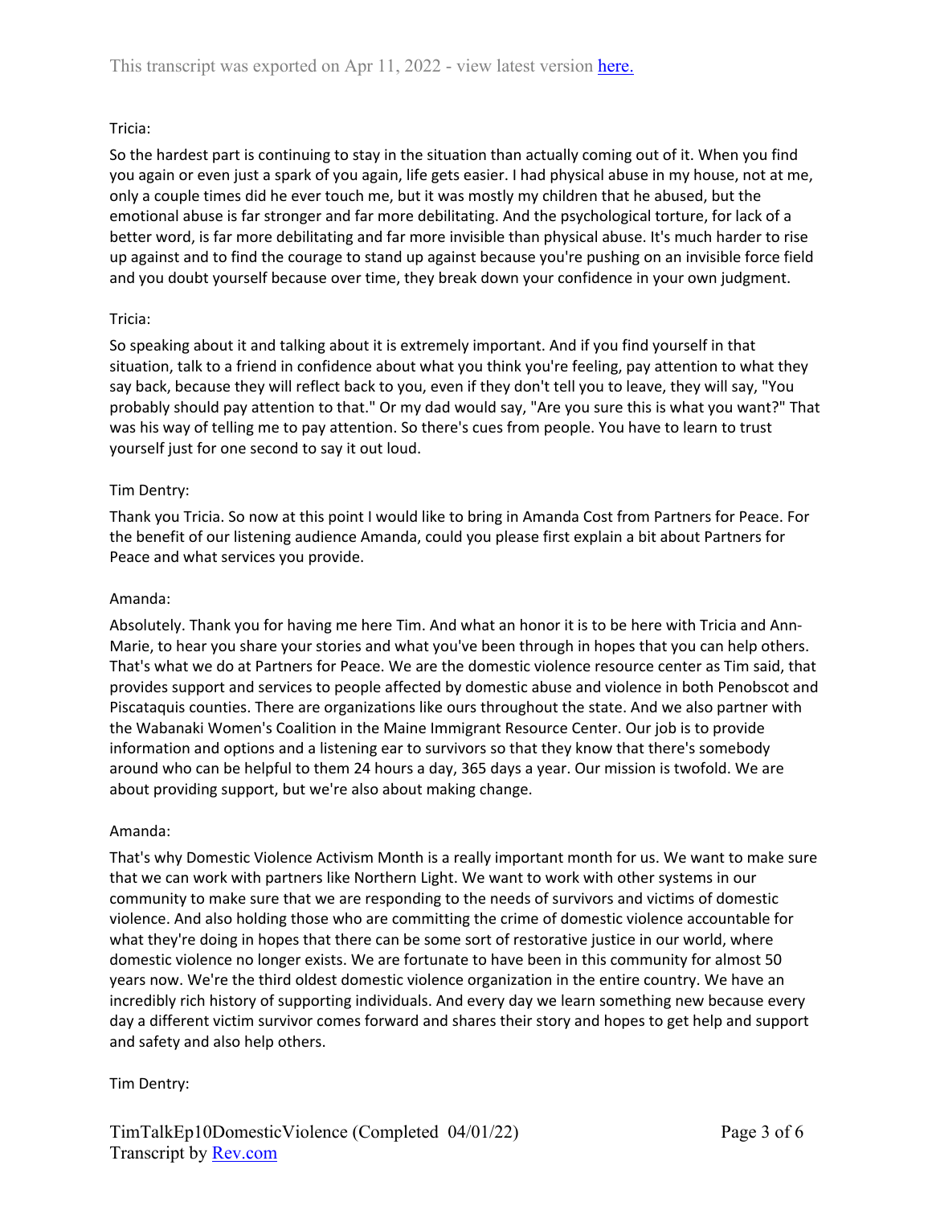Tricia:

So the hardest part is continuing to stay in the situation than actually coming out of it. When you find you again or even just a spark of you again, life gets easier. I had physical abuse in my house, not at me, only a couple times did he ever touch me, but it was mostly my children that he abused, but the emotional abuse is far stronger and far more debilitating. And the psychological torture, for lack of a better word, is far more debilitating and far more invisible than physical abuse. It's much harder to rise up against and to find the courage to stand up against because you're pushing on an invisible force field and you doubt yourself because over time, they break down your confidence in your own judgment.

Tricia:

So speaking about it and talking about it is extremely important. And if you find yourself in that situation, talk to a friend in confidence about what you think you're feeling, pay attention to what they say back, because they will reflect back to you, even if they don't tell you to leave, they will say, "You probably should pay attention to that." Or my dad would say, "Are you sure this is what you want?" That was his way of telling me to pay attention. So there's cues from people. You have to learn to trust yourself just for one second to say it out loud.

Tim Dentry:

Thank you Tricia. So now at this point I would like to bring in Amanda Cost from Partners for Peace. For the benefit of our listening audience Amanda, could you please first explain a bit about Partners for Peace and what services you provide.

Amanda:

Absolutely. Thank you for having me here Tim. And what an honor it is to be here with Tricia and Ann-Marie, to hear you share your stories and what you've been through in hopes that you can help others. That's what we do at Partners for Peace. We are the domestic violence resource center as Tim said, that provides support and services to people affected by domestic abuse and violence in both Penobscot and Piscataquis counties. There are organizations like ours throughout the state. And we also partner with the Wabanaki Women's Coalition in the Maine Immigrant Resource Center. Our job is to provide information and options and a listening ear to survivors so that they know that there's somebody around who can be helpful to them 24 hours a day, 365 days a year. Our mission is twofold. We are about providing support, but we're also about making change.

Amanda:

That's why Domestic Violence Activism Month is a really important month for us. We want to make sure that we can work with partners like Northern Light. We want to work with other systems in our community to make sure that we are responding to the needs of survivors and victims of domestic violence. And also holding those who are committing the crime of domestic violence accountable for what they're doing in hopes that there can be some sort of restorative justice in our world, where domestic violence no longer exists. We are fortunate to have been in this community for almost 50 years now. We're the third oldest domestic violence organization in the entire country. We have an incredibly rich history of supporting individuals. And every day we learn something new because every day a different victim survivor comes forward and shares their story and hopes to get help and support and safety and also help others.

Tim Dentry: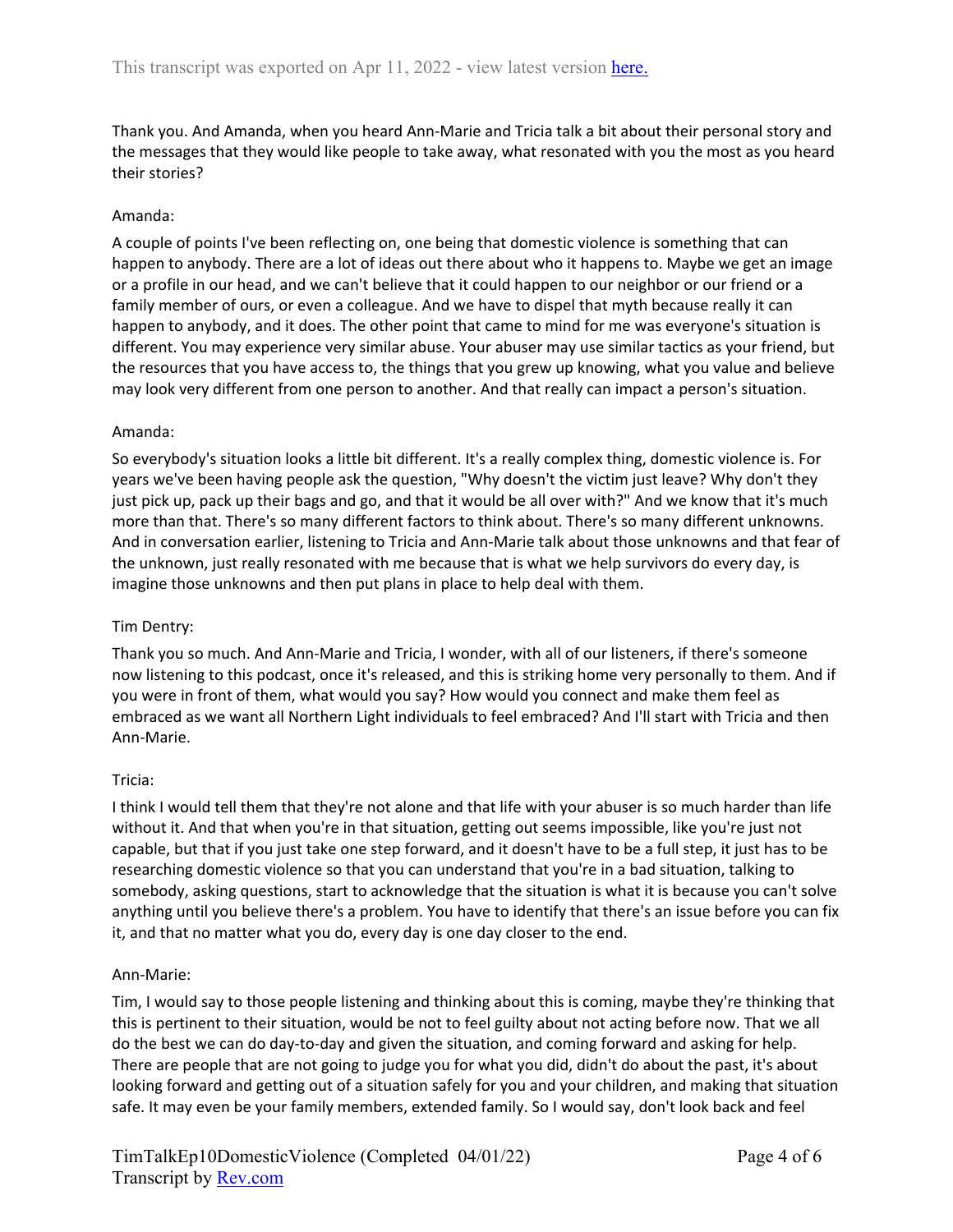Thank you. And Amanda, when you heard Ann-Marie and Tricia talk a bit about their personal story and the messages that they would like people to take away, what resonated with you the most as you heard their stories?

Amanda:

A couple of points I've been reflecting on, one being that domestic violence is something that can happen to anybody. There are a lot of ideas out there about who it happens to. Maybe we get an image or a profile in our head, and we can't believe that it could happen to our neighbor or our friend or a family member of ours, or even a colleague. And we have to dispel that myth because really it can happen to anybody, and it does. The other point that came to mind for me was everyone's situation is different. You may experience very similar abuse. Your abuser may use similar tactics as your friend, but the resources that you have access to, the things that you grew up knowing, what you value and believe may look very different from one person to another. And that really can impact a person's situation.

Amanda:

So everybody's situation looks a little bit different. It's a really complex thing, domestic violence is. For years we've been having people ask the question, "Why doesn't the victim just leave? Why don't they just pick up, pack up their bags and go, and that it would be all over with?" And we know that it's much more than that. There's so many different factors to think about. There's so many different unknowns. And in conversation earlier, listening to Tricia and Ann-Marie talk about those unknowns and that fear of the unknown, just really resonated with me because that is what we help survivors do every day, is imagine those unknowns and then put plans in place to help deal with them.

Tim Dentry:

Thank you so much. And Ann-Marie and Tricia, I wonder, with all of our listeners, if there's someone now listening to this podcast, once it's released, and this is striking home very personally to them. And if you were in front of them, what would you say? How would you connect and make them feel as embraced as we want all Northern Light individuals to feel embraced? And I'll start with Tricia and then Ann-Marie.

Tricia:

I think I would tell them that they're not alone and that life with your abuser is so much harder than life without it. And that when you're in that situation, getting out seems impossible, like you're just not capable, but that if you just take one step forward, and it doesn't have to be a full step, it just has to be researching domestic violence so that you can understand that you're in a bad situation, talking to somebody, asking questions, start to acknowledge that the situation is what it is because you can't solve anything until you believe there's a problem. You have to identify that there's an issue before you can fix it, and that no matter what you do, every day is one day closer to the end.

Ann-Marie:

Tim, I would say to those people listening and thinking about this is coming, maybe they're thinking that this is pertinent to their situation, would be not to feel guilty about not acting before now. That we all do the best we can do day-to-day and given the situation, and coming forward and asking for help. There are people that are not going to judge you for what you did, didn't do about the past, it's about looking forward and getting out of a situation safely for you and your children, and making that situation safe. It may even be your family members, extended family. So I would say, don't look back and feel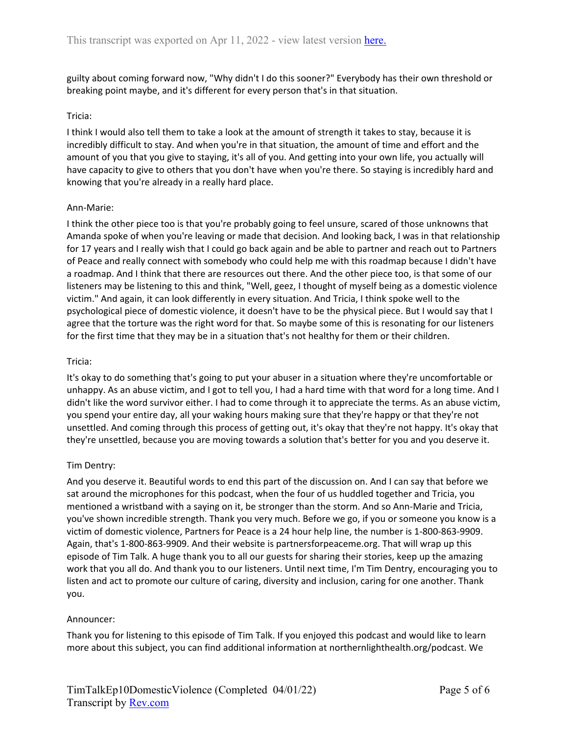guilty about coming forward now, "Why didn't I do this sooner?" Everybody has their own threshold or breaking point maybe, and it's different for every person that's in that situation.

Tricia:

I think I would also tell them to take a look at the amount of strength it takes to stay, because it is incredibly difficult to stay. And when you're in that situation, the amount of time and effort and the amount of you that you give to staying, it's all of you. And getting into your own life, you actually will have capacity to give to others that you don't have when you're there. So staying is incredibly hard and knowing that you're already in a really hard place.

Ann-Marie:

I think the other piece too is that you're probably going to feel unsure, scared of those unknowns that Amanda spoke of when you're leaving or made that decision. And looking back, I was in that relationship for 17 years and I really wish that I could go back again and be able to partner and reach out to Partners of Peace and really connect with somebody who could help me with this roadmap because I didn't have a roadmap. And I think that there are resources out there. And the other piece too, is that some of our listeners may be listening to this and think, "Well, geez, I thought of myself being as a domestic violence victim." And again, it can look differently in every situation. And Tricia, I think spoke well to the psychological piece of domestic violence, it doesn't have to be the physical piece. But I would say that I agree that the torture was the right word for that. So maybe some of this is resonating for our listeners for the first time that they may be in a situation that's not healthy for them or their children.

Tricia:

It's okay to do something that's going to put your abuser in a situation where they're uncomfortable or unhappy. As an abuse victim, and I got to tell you, I had a hard time with that word for a long time. And I didn't like the word survivor either. I had to come through it to appreciate the terms. As an abuse victim, you spend your entire day, all your waking hours making sure that they're happy or that they're not unsettled. And coming through this process of getting out, it's okay that they're not happy. It's okay that they're unsettled, because you are moving towards a solution that's better for you and you deserve it.

Tim Dentry:

And you deserve it. Beautiful words to end this part of the discussion on. And I can say that before we sat around the microphones for this podcast, when the four of us huddled together and Tricia, you mentioned a wristband with a saying on it, be stronger than the storm. And so Ann-Marie and Tricia, you've shown incredible strength. Thank you very much. Before we go, if you or someone you know is a victim of domestic violence, Partners for Peace is a 24 hour help line, the number is 1-800-863-9909. Again, that's 1-800-863-9909. And their website is partnersforpeaceme.org. That will wrap up this episode of Tim Talk. A huge thank you to all our guests for sharing their stories, keep up the amazing work that you all do. And thank you to our listeners. Until next time, I'm Tim Dentry, encouraging you to listen and act to promote our culture of caring, diversity and inclusion, caring for one another. Thank you.

Announcer:

Thank you for listening to this episode of Tim Talk. If you enjoyed this podcast and would like to learn more about this subject, you can find additional information at northernlighthealth.org/podcast. We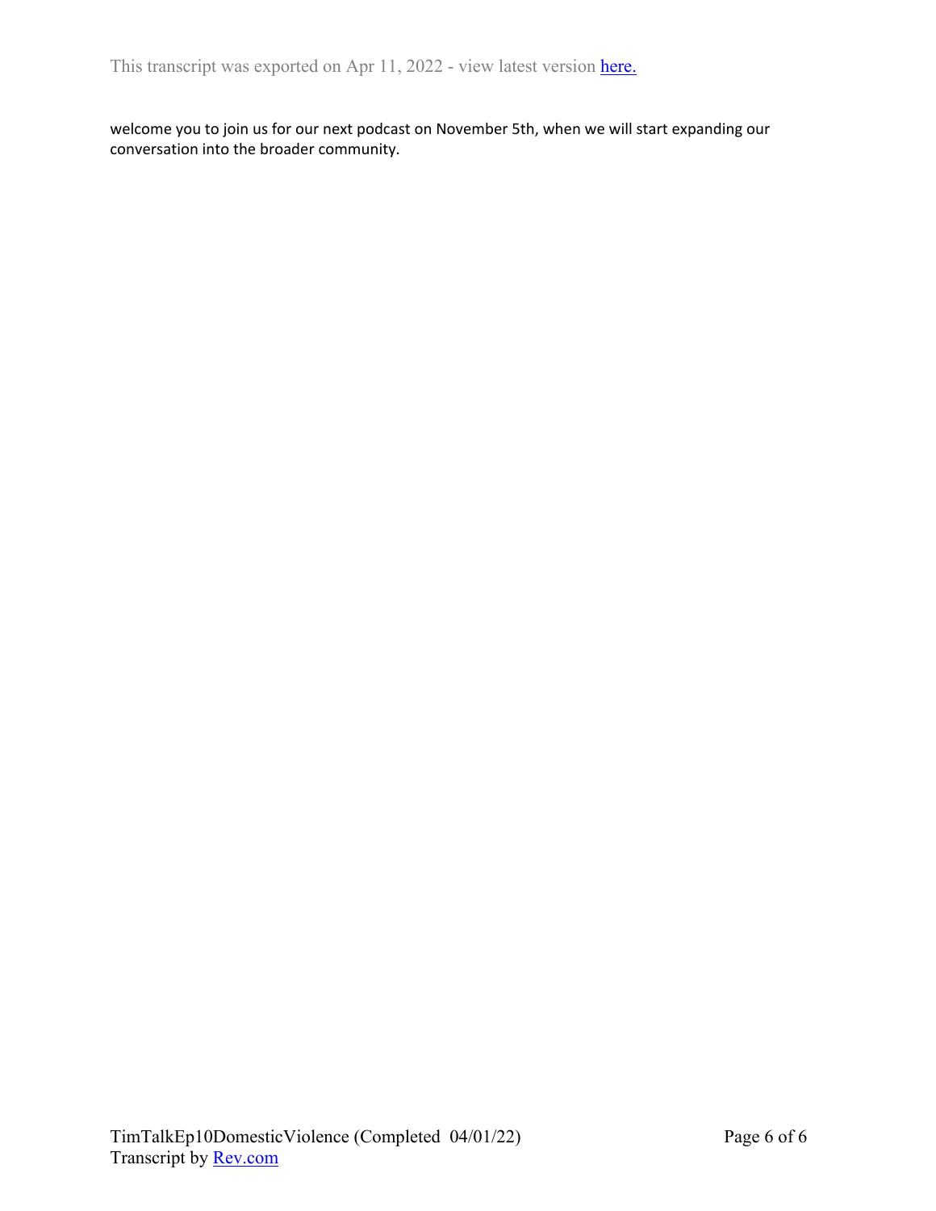welcome you to join us for our next podcast on November 5th, when we will start expanding our conversation into the broader community.